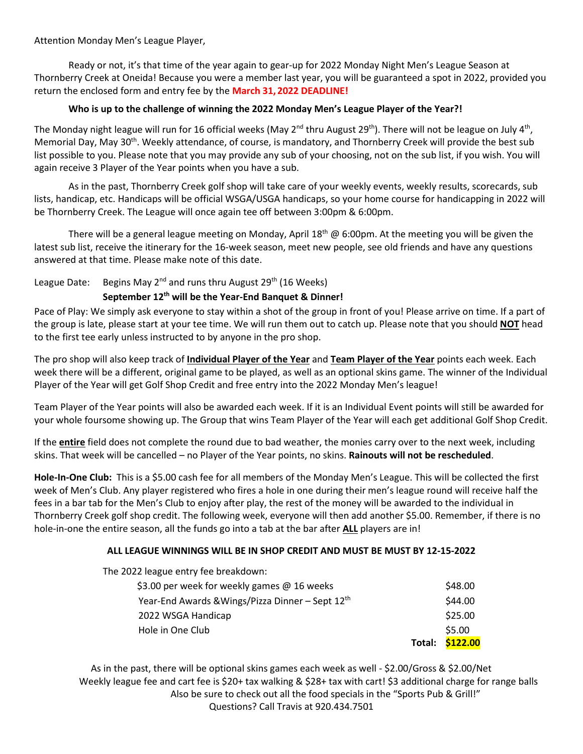Attention Monday Men's League Player,

Ready or not, it's that time of the year again to gear-up for 2022 Monday Night Men's League Season at Thornberry Creek at Oneida! Because you were a member last year, you will be guaranteed a spot in 2022, provided you return the enclosed form and entry fee by the **March 31, 2022 DEADLINE!**

**Who is up to the challenge of winning the 2022 Monday Men's League Player of the Year?!**

The Monday night league will run for 16 official weeks (May 2nd thru August 29th). There will not be league on July 4th, Memorial Day, May 30th. Weekly attendance, of course, is mandatory, and Thornberry Creek will provide the best sub list possible to you. Please note that you may provide any sub of your choosing, not on the sub list, if you wish. You will again receive 3 Player of the Year points when you have a sub.

As in the past, Thornberry Creek golf shop will take care of your weekly events, weekly results, scorecards, sub lists, handicap, etc. Handicaps will be official WSGA/USGA handicaps, so your home course for handicapping in 2022 will be Thornberry Creek. The League will once again tee off between 3:00pm & 6:00pm.

There will be a general league meeting on Monday, April 18th @ 6:00pm. At the meeting you will be given the latest sub list, receive the itinerary for the 16-week season, meet new people, see old friends and have any questions answered at that time. Please make note of this date.

League Date: Begins May 2nd and runs thru August 29th (16 Weeks)
**September 12th will be the Year-End Banquet & Dinner!**

Pace of Play: We simply ask everyone to stay within a shot of the group in front of you! Please arrive on time. If a part of the group is late, please start at your tee time. We will run them out to catch up. Please note that you should **NOT** head to the first tee early unless instructed to by anyone in the pro shop.

The pro shop will also keep track of **Individual Player of the Year** and **Team Player of the Year** points each week. Each week there will be a different, original game to be played, as well as an optional skins game. The winner of the Individual Player of the Year will get Golf Shop Credit and free entry into the 2022 Monday Men's league!

Team Player of the Year points will also be awarded each week. If it is an Individual Event points will still be awarded for your whole foursome showing up. The Group that wins Team Player of the Year will each get additional Golf Shop Credit.

If the **entire** field does not complete the round due to bad weather, the monies carry over to the next week, including skins. That week will be cancelled – no Player of the Year points, no skins. **Rainouts will not be rescheduled**.

**Hole-In-One Club:** This is a $5.00 cash fee for all members of the Monday Men's League. This will be collected the first week of Men's Club. Any player registered who fires a hole in one during their men's league round will receive half the fees in a bar tab for the Men's Club to enjoy after play, the rest of the money will be awarded to the individual in Thornberry Creek golf shop credit. The following week, everyone will then add another $5.00. Remember, if there is no hole-in-one the entire season, all the funds go into a tab at the bar after **ALL** players are in!

**ALL LEAGUE WINNINGS WILL BE IN SHOP CREDIT AND MUST BE MUST BY 12-15-2022**

The 2022 league entry fee breakdown:

| | |
|---|---|
| $3.00 per week for weekly games @ 16 weeks | $48.00 |
| Year-End Awards &Wings/Pizza Dinner – Sept 12th | $44.00 |
| 2022 WSGA Handicap | $25.00 |
| Hole in One Club | $5.00 |
| **Total:** | **$122.00** |

As in the past, there will be optional skins games each week as well - $2.00/Gross & $2.00/Net
Weekly league fee and cart fee is $20+ tax walking & $28+ tax with cart! $3 additional charge for range balls
Also be sure to check out all the food specials in the "Sports Pub & Grill!"
Questions? Call Travis at 920.434.7501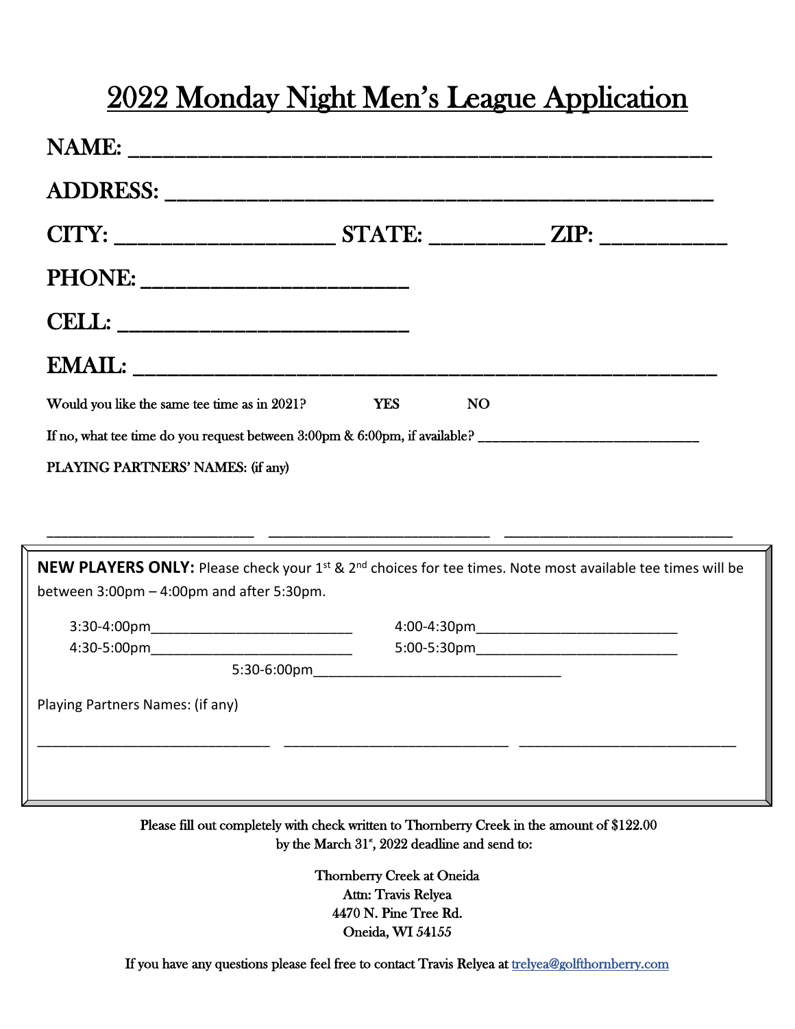# 2022 Monday Night Men's League Application

NAME: ___________________________________________________________

ADDRESS: ________________________________________________________

CITY: _______________________ STATE: ____________ ZIP: _____________

PHONE: ___________________________

CELL: _____________________________

EMAIL: ___________________________________________________________

Would you like the same tee time as in 2021? YES NO

If no, what tee time do you request between 3:00pm & 6:00pm, if available? ________________________________

PLAYING PARTNERS' NAMES: (if any)

___________________________ ___________________________ ___________________________

**NEW PLAYERS ONLY:** Please check your 1st & 2nd choices for tee times. Note most available tee times will be between 3:00pm – 4:00pm and after 5:30pm.

3:30-4:00pm___________________________ 4:00-4:30pm___________________________

4:30-5:00pm___________________________ 5:00-5:30pm___________________________

5:30-6:00pm_________________________________

Playing Partners Names: (if any)

______________________________ ______________________________ ______________________________

Please fill out completely with check written to Thornberry Creek in the amount of $122.00 by the March 31st, 2022 deadline and send to:

Thornberry Creek at Oneida
Attn: Travis Relyea
4470 N. Pine Tree Rd.
Oneida, WI 54155

If you have any questions please feel free to contact Travis Relyea at trelyea@golfthornberry.com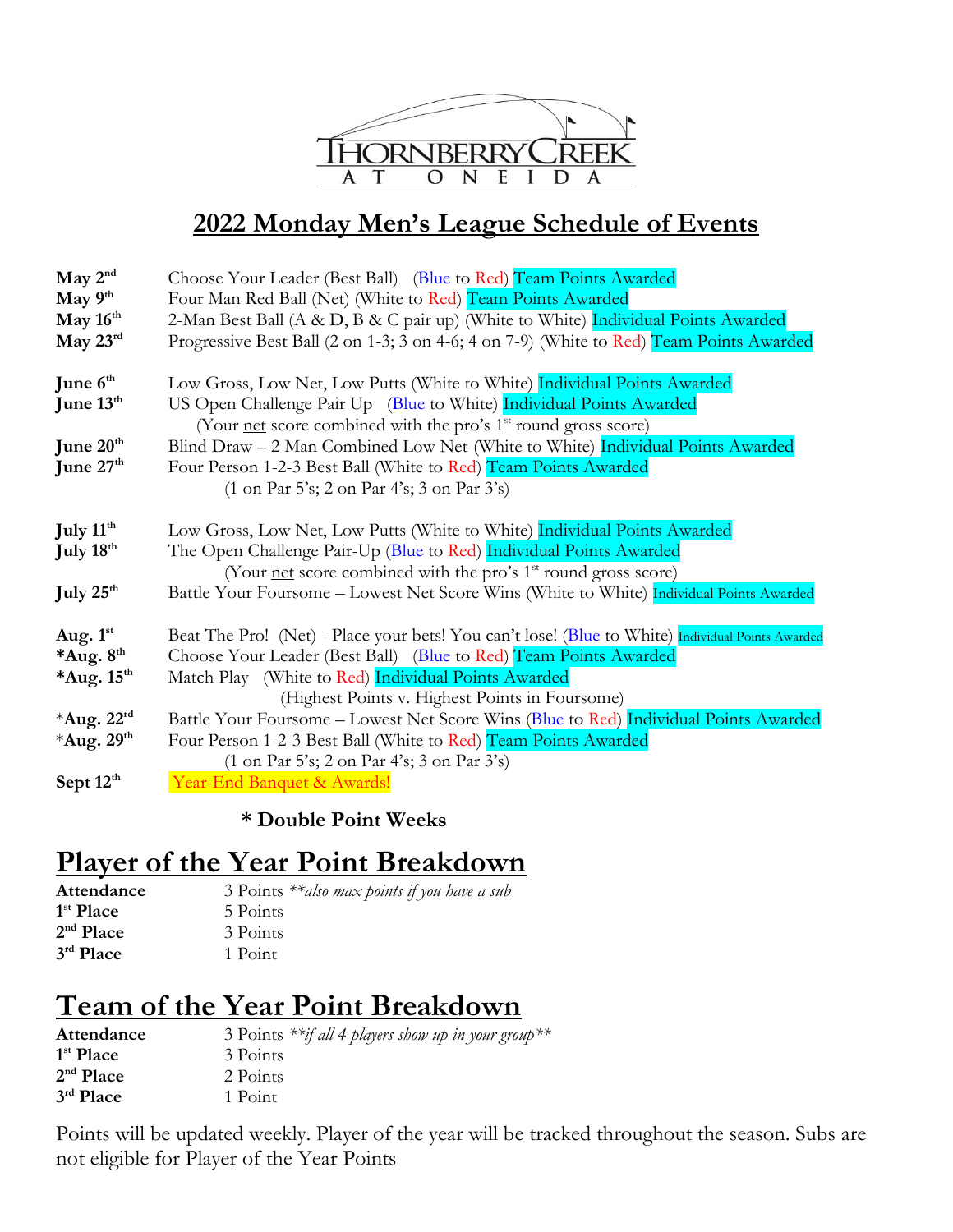THORNBERRY CREEK AT ONEIDA

## 2022 Monday Men's League Schedule of Events

| | |
|---|---|
| **May 2nd** | Choose Your Leader (Best Ball) (Blue to Red) Team Points Awarded |
| **May 9th** | Four Man Red Ball (Net) (White to Red) Team Points Awarded |
| **May 16th** | 2-Man Best Ball (A & D, B & C pair up) (White to White) Individual Points Awarded |
| **May 23rd** | Progressive Best Ball (2 on 1-3; 3 on 4-6; 4 on 7-9) (White to Red) Team Points Awarded |
| **June 6th** | Low Gross, Low Net, Low Putts (White to White) Individual Points Awarded |
| **June 13th** | US Open Challenge Pair Up (Blue to White) Individual Points Awarded (Your net score combined with the pro's 1st round gross score) |
| **June 20th** | Blind Draw – 2 Man Combined Low Net (White to White) Individual Points Awarded |
| **June 27th** | Four Person 1-2-3 Best Ball (White to Red) Team Points Awarded (1 on Par 5's; 2 on Par 4's; 3 on Par 3's) |
| **July 11th** | Low Gross, Low Net, Low Putts (White to White) Individual Points Awarded |
| **July 18th** | The Open Challenge Pair-Up (Blue to Red) Individual Points Awarded (Your net score combined with the pro's 1st round gross score) |
| **July 25th** | Battle Your Foursome – Lowest Net Score Wins (White to White) Individual Points Awarded |
| **Aug. 1st** | Beat The Pro! (Net) - Place your bets! You can't lose! (Blue to White) Individual Points Awarded |
| ***Aug. 8th** | Choose Your Leader (Best Ball) (Blue to Red) Team Points Awarded |
| ***Aug. 15th** | Match Play (White to Red) Individual Points Awarded (Highest Points v. Highest Points in Foursome) |
| ***Aug. 22nd** | Battle Your Foursome – Lowest Net Score Wins (Blue to Red) Individual Points Awarded |
| ***Aug. 29th** | Four Person 1-2-3 Best Ball (White to Red) Team Points Awarded (1 on Par 5's; 2 on Par 4's; 3 on Par 3's) |
| **Sept 12th** | Year-End Banquet & Awards! |

**\* Double Point Weeks**

# Player of the Year Point Breakdown

| | |
|---|---|
| **Attendance** | 3 Points *\*\*also max points if you have a sub* |
| **1st Place** | 5 Points |
| **2nd Place** | 3 Points |
| **3rd Place** | 1 Point |

# Team of the Year Point Breakdown

| | |
|---|---|
| **Attendance** | 3 Points *\*\*if all 4 players show up in your group\*\** |
| **1st Place** | 3 Points |
| **2nd Place** | 2 Points |
| **3rd Place** | 1 Point |

Points will be updated weekly. Player of the year will be tracked throughout the season. Subs are not eligible for Player of the Year Points